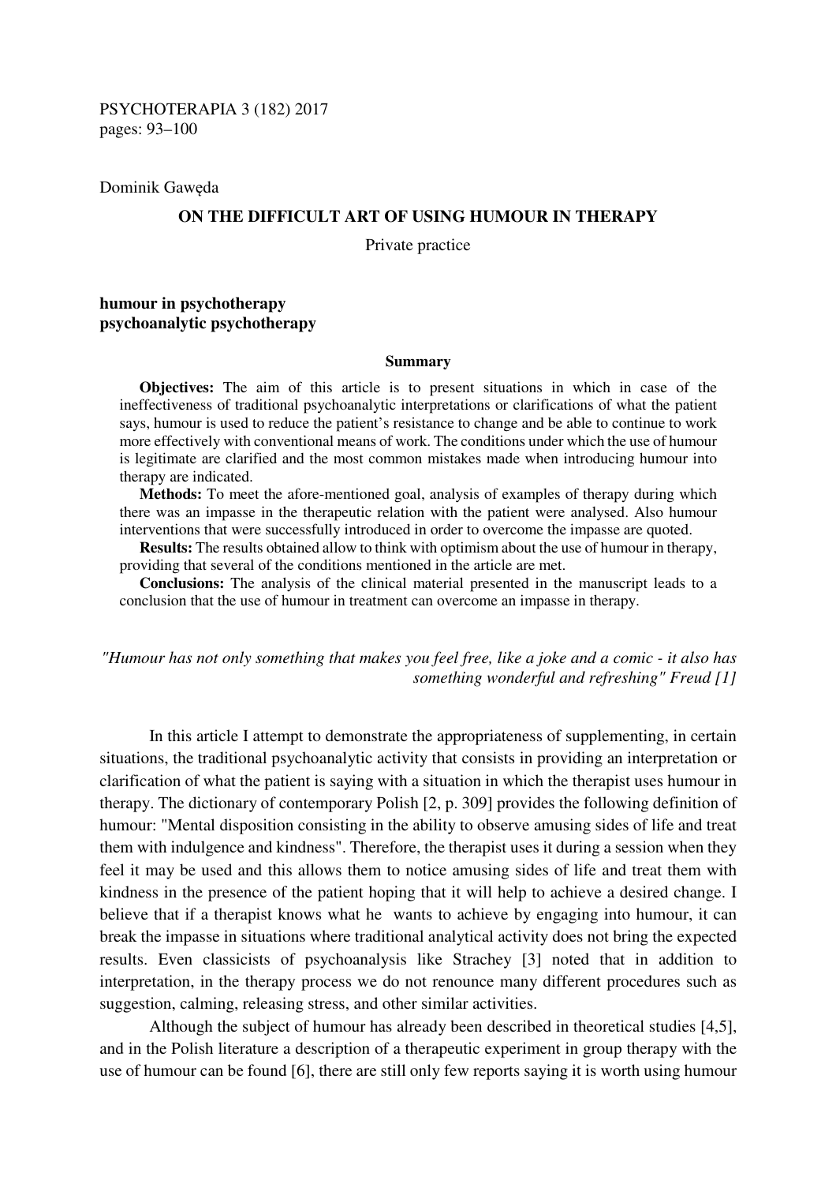PSYCHOTERAPIA 3 (182) 2017
pages: 93–100

Dominik Gawęda

# ON THE DIFFICULT ART OF USING HUMOUR IN THERAPY

Private practice

**humour in psychotherapy**
**psychoanalytic psychotherapy**

## Summary

**Objectives:** The aim of this article is to present situations in which in case of the ineffectiveness of traditional psychoanalytic interpretations or clarifications of what the patient says, humour is used to reduce the patient's resistance to change and be able to continue to work more effectively with conventional means of work. The conditions under which the use of humour is legitimate are clarified and the most common mistakes made when introducing humour into therapy are indicated.

**Methods:** To meet the afore-mentioned goal, analysis of examples of therapy during which there was an impasse in the therapeutic relation with the patient were analysed. Also humour interventions that were successfully introduced in order to overcome the impasse are quoted.

**Results:** The results obtained allow to think with optimism about the use of humour in therapy, providing that several of the conditions mentioned in the article are met.

**Conclusions:** The analysis of the clinical material presented in the manuscript leads to a conclusion that the use of humour in treatment can overcome an impasse in therapy.

*"Humour has not only something that makes you feel free, like a joke and a comic - it also has something wonderful and refreshing" Freud [1]*

In this article I attempt to demonstrate the appropriateness of supplementing, in certain situations, the traditional psychoanalytic activity that consists in providing an interpretation or clarification of what the patient is saying with a situation in which the therapist uses humour in therapy. The dictionary of contemporary Polish [2, p. 309] provides the following definition of humour: "Mental disposition consisting in the ability to observe amusing sides of life and treat them with indulgence and kindness". Therefore, the therapist uses it during a session when they feel it may be used and this allows them to notice amusing sides of life and treat them with kindness in the presence of the patient hoping that it will help to achieve a desired change. I believe that if a therapist knows what he wants to achieve by engaging into humour, it can break the impasse in situations where traditional analytical activity does not bring the expected results. Even classicists of psychoanalysis like Strachey [3] noted that in addition to interpretation, in the therapy process we do not renounce many different procedures such as suggestion, calming, releasing stress, and other similar activities.

Although the subject of humour has already been described in theoretical studies [4,5], and in the Polish literature a description of a therapeutic experiment in group therapy with the use of humour can be found [6], there are still only few reports saying it is worth using humour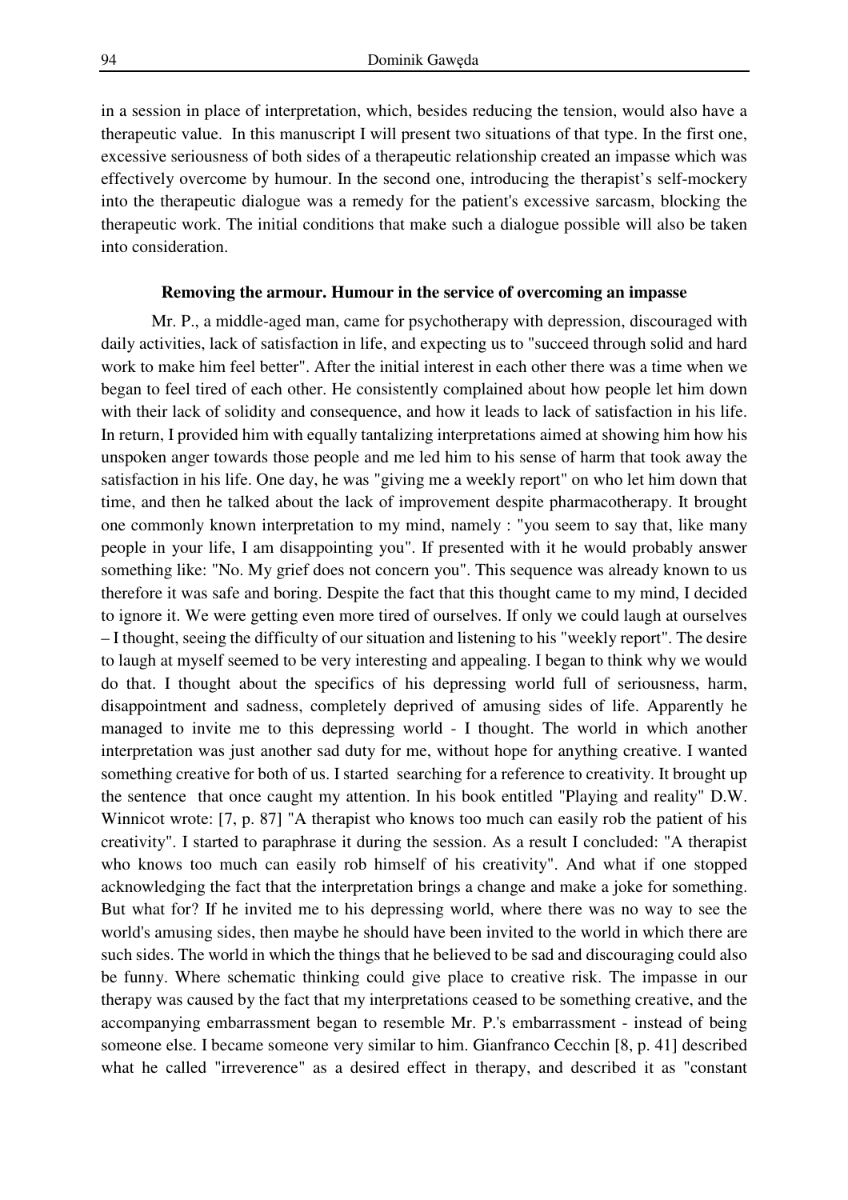in a session in place of interpretation, which, besides reducing the tension, would also have a therapeutic value. In this manuscript I will present two situations of that type. In the first one, excessive seriousness of both sides of a therapeutic relationship created an impasse which was effectively overcome by humour. In the second one, introducing the therapist's self-mockery into the therapeutic dialogue was a remedy for the patient's excessive sarcasm, blocking the therapeutic work. The initial conditions that make such a dialogue possible will also be taken into consideration.

### Removing the armour. Humour in the service of overcoming an impasse

Mr. P., a middle-aged man, came for psychotherapy with depression, discouraged with daily activities, lack of satisfaction in life, and expecting us to "succeed through solid and hard work to make him feel better". After the initial interest in each other there was a time when we began to feel tired of each other. He consistently complained about how people let him down with their lack of solidity and consequence, and how it leads to lack of satisfaction in his life. In return, I provided him with equally tantalizing interpretations aimed at showing him how his unspoken anger towards those people and me led him to his sense of harm that took away the satisfaction in his life. One day, he was "giving me a weekly report" on who let him down that time, and then he talked about the lack of improvement despite pharmacotherapy. It brought one commonly known interpretation to my mind, namely : "you seem to say that, like many people in your life, I am disappointing you". If presented with it he would probably answer something like: "No. My grief does not concern you". This sequence was already known to us therefore it was safe and boring. Despite the fact that this thought came to my mind, I decided to ignore it. We were getting even more tired of ourselves. If only we could laugh at ourselves – I thought, seeing the difficulty of our situation and listening to his "weekly report". The desire to laugh at myself seemed to be very interesting and appealing. I began to think why we would do that. I thought about the specifics of his depressing world full of seriousness, harm, disappointment and sadness, completely deprived of amusing sides of life. Apparently he managed to invite me to this depressing world - I thought. The world in which another interpretation was just another sad duty for me, without hope for anything creative. I wanted something creative for both of us. I started searching for a reference to creativity. It brought up the sentence that once caught my attention. In his book entitled "Playing and reality" D.W. Winnicot wrote: [7, p. 87] "A therapist who knows too much can easily rob the patient of his creativity". I started to paraphrase it during the session. As a result I concluded: "A therapist who knows too much can easily rob himself of his creativity". And what if one stopped acknowledging the fact that the interpretation brings a change and make a joke for something. But what for? If he invited me to his depressing world, where there was no way to see the world's amusing sides, then maybe he should have been invited to the world in which there are such sides. The world in which the things that he believed to be sad and discouraging could also be funny. Where schematic thinking could give place to creative risk. The impasse in our therapy was caused by the fact that my interpretations ceased to be something creative, and the accompanying embarrassment began to resemble Mr. P.'s embarrassment - instead of being someone else. I became someone very similar to him. Gianfranco Cecchin [8, p. 41] described what he called "irreverence" as a desired effect in therapy, and described it as "constant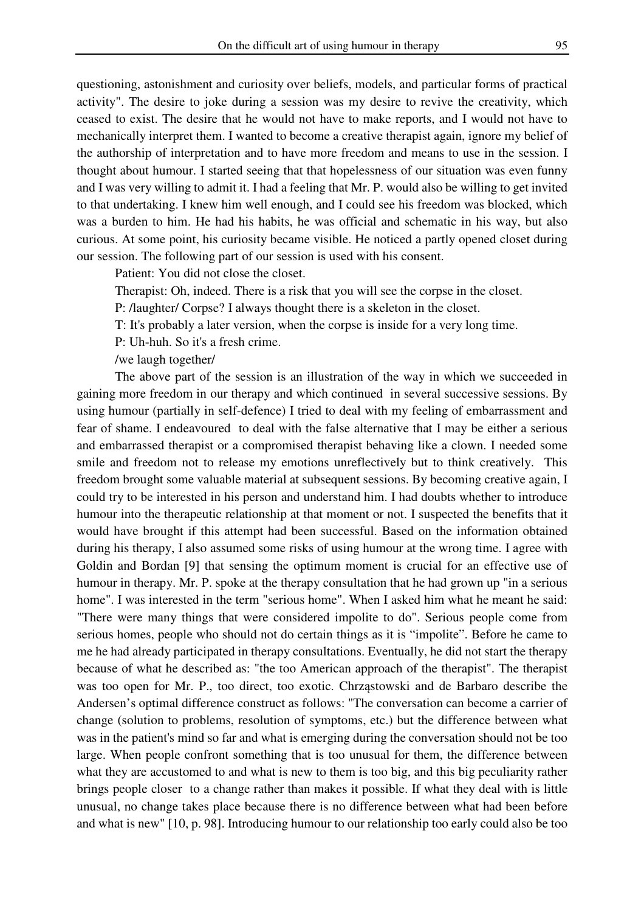questioning, astonishment and curiosity over beliefs, models, and particular forms of practical activity". The desire to joke during a session was my desire to revive the creativity, which ceased to exist. The desire that he would not have to make reports, and I would not have to mechanically interpret them. I wanted to become a creative therapist again, ignore my belief of the authorship of interpretation and to have more freedom and means to use in the session. I thought about humour. I started seeing that that hopelessness of our situation was even funny and I was very willing to admit it. I had a feeling that Mr. P. would also be willing to get invited to that undertaking. I knew him well enough, and I could see his freedom was blocked, which was a burden to him. He had his habits, he was official and schematic in his way, but also curious. At some point, his curiosity became visible. He noticed a partly opened closet during our session. The following part of our session is used with his consent.

Patient: You did not close the closet.

Therapist: Oh, indeed. There is a risk that you will see the corpse in the closet.

P: /laughter/ Corpse? I always thought there is a skeleton in the closet.

T: It's probably a later version, when the corpse is inside for a very long time.

P: Uh-huh. So it's a fresh crime.

/we laugh together/

The above part of the session is an illustration of the way in which we succeeded in gaining more freedom in our therapy and which continued in several successive sessions. By using humour (partially in self-defence) I tried to deal with my feeling of embarrassment and fear of shame. I endeavoured to deal with the false alternative that I may be either a serious and embarrassed therapist or a compromised therapist behaving like a clown. I needed some smile and freedom not to release my emotions unreflectively but to think creatively. This freedom brought some valuable material at subsequent sessions. By becoming creative again, I could try to be interested in his person and understand him. I had doubts whether to introduce humour into the therapeutic relationship at that moment or not. I suspected the benefits that it would have brought if this attempt had been successful. Based on the information obtained during his therapy, I also assumed some risks of using humour at the wrong time. I agree with Goldin and Bordan [9] that sensing the optimum moment is crucial for an effective use of humour in therapy. Mr. P. spoke at the therapy consultation that he had grown up "in a serious home". I was interested in the term "serious home". When I asked him what he meant he said: "There were many things that were considered impolite to do". Serious people come from serious homes, people who should not do certain things as it is "impolite". Before he came to me he had already participated in therapy consultations. Eventually, he did not start the therapy because of what he described as: "the too American approach of the therapist". The therapist was too open for Mr. P., too direct, too exotic. Chrząstowski and de Barbaro describe the Andersen's optimal difference construct as follows: "The conversation can become a carrier of change (solution to problems, resolution of symptoms, etc.) but the difference between what was in the patient's mind so far and what is emerging during the conversation should not be too large. When people confront something that is too unusual for them, the difference between what they are accustomed to and what is new to them is too big, and this big peculiarity rather brings people closer to a change rather than makes it possible. If what they deal with is little unusual, no change takes place because there is no difference between what had been before and what is new" [10, p. 98]. Introducing humour to our relationship too early could also be too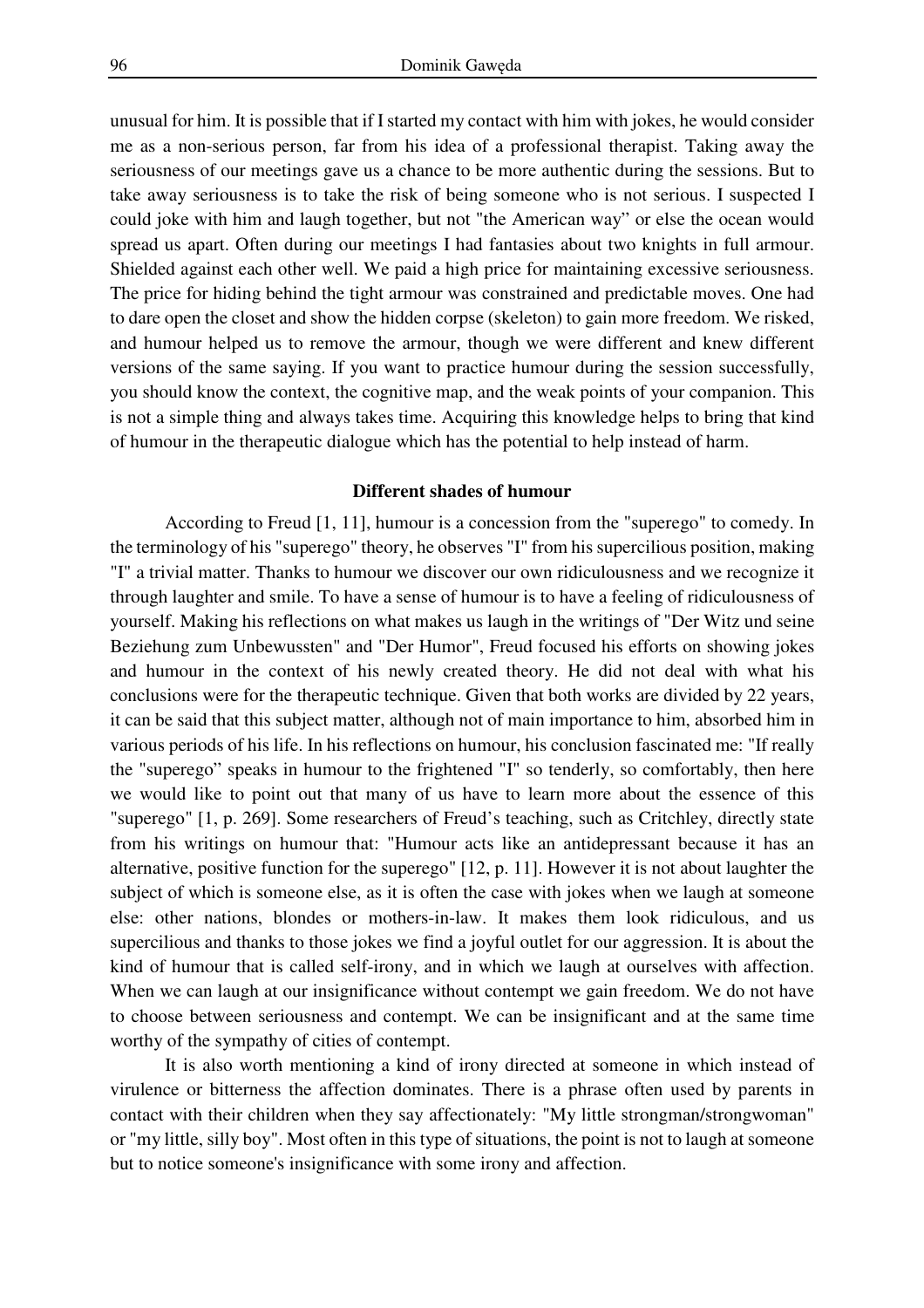unusual for him. It is possible that if I started my contact with him with jokes, he would consider me as a non-serious person, far from his idea of a professional therapist. Taking away the seriousness of our meetings gave us a chance to be more authentic during the sessions. But to take away seriousness is to take the risk of being someone who is not serious. I suspected I could joke with him and laugh together, but not "the American way" or else the ocean would spread us apart. Often during our meetings I had fantasies about two knights in full armour. Shielded against each other well. We paid a high price for maintaining excessive seriousness. The price for hiding behind the tight armour was constrained and predictable moves. One had to dare open the closet and show the hidden corpse (skeleton) to gain more freedom. We risked, and humour helped us to remove the armour, though we were different and knew different versions of the same saying. If you want to practice humour during the session successfully, you should know the context, the cognitive map, and the weak points of your companion. This is not a simple thing and always takes time. Acquiring this knowledge helps to bring that kind of humour in the therapeutic dialogue which has the potential to help instead of harm.

### Different shades of humour

According to Freud [1, 11], humour is a concession from the "superego" to comedy. In the terminology of his "superego" theory, he observes "I" from his supercilious position, making "I" a trivial matter. Thanks to humour we discover our own ridiculousness and we recognize it through laughter and smile. To have a sense of humour is to have a feeling of ridiculousness of yourself. Making his reflections on what makes us laugh in the writings of "Der Witz und seine Beziehung zum Unbewussten" and "Der Humor", Freud focused his efforts on showing jokes and humour in the context of his newly created theory. He did not deal with what his conclusions were for the therapeutic technique. Given that both works are divided by 22 years, it can be said that this subject matter, although not of main importance to him, absorbed him in various periods of his life. In his reflections on humour, his conclusion fascinated me: "If really the "superego" speaks in humour to the frightened "I" so tenderly, so comfortably, then here we would like to point out that many of us have to learn more about the essence of this "superego" [1, p. 269]. Some researchers of Freud's teaching, such as Critchley, directly state from his writings on humour that: "Humour acts like an antidepressant because it has an alternative, positive function for the superego" [12, p. 11]. However it is not about laughter the subject of which is someone else, as it is often the case with jokes when we laugh at someone else: other nations, blondes or mothers-in-law. It makes them look ridiculous, and us supercilious and thanks to those jokes we find a joyful outlet for our aggression. It is about the kind of humour that is called self-irony, and in which we laugh at ourselves with affection. When we can laugh at our insignificance without contempt we gain freedom. We do not have to choose between seriousness and contempt. We can be insignificant and at the same time worthy of the sympathy of cities of contempt.

It is also worth mentioning a kind of irony directed at someone in which instead of virulence or bitterness the affection dominates. There is a phrase often used by parents in contact with their children when they say affectionately: "My little strongman/strongwoman" or "my little, silly boy". Most often in this type of situations, the point is not to laugh at someone but to notice someone's insignificance with some irony and affection.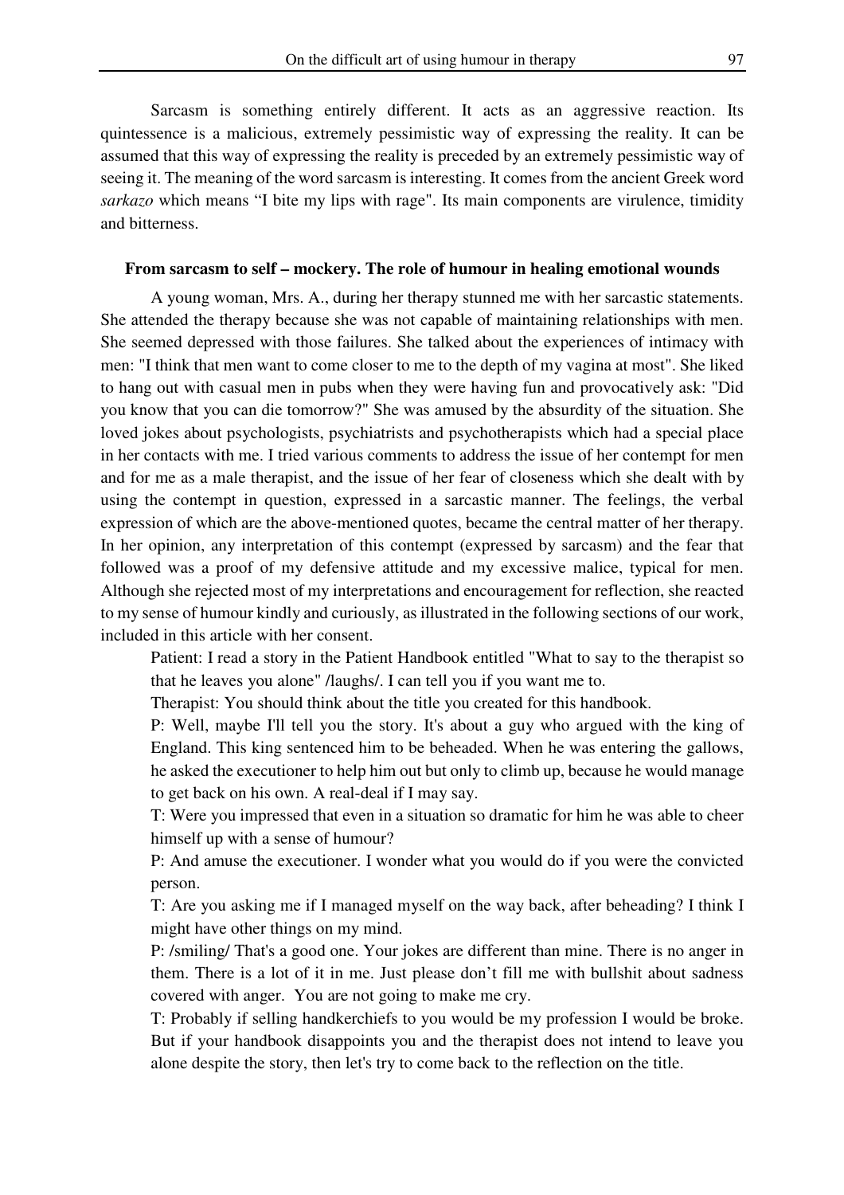Sarcasm is something entirely different. It acts as an aggressive reaction. Its quintessence is a malicious, extremely pessimistic way of expressing the reality. It can be assumed that this way of expressing the reality is preceded by an extremely pessimistic way of seeing it. The meaning of the word sarcasm is interesting. It comes from the ancient Greek word *sarkazo* which means "I bite my lips with rage". Its main components are virulence, timidity and bitterness.

**From sarcasm to self – mockery. The role of humour in healing emotional wounds**

A young woman, Mrs. A., during her therapy stunned me with her sarcastic statements. She attended the therapy because she was not capable of maintaining relationships with men. She seemed depressed with those failures. She talked about the experiences of intimacy with men: "I think that men want to come closer to me to the depth of my vagina at most". She liked to hang out with casual men in pubs when they were having fun and provocatively ask: "Did you know that you can die tomorrow?" She was amused by the absurdity of the situation. She loved jokes about psychologists, psychiatrists and psychotherapists which had a special place in her contacts with me. I tried various comments to address the issue of her contempt for men and for me as a male therapist, and the issue of her fear of closeness which she dealt with by using the contempt in question, expressed in a sarcastic manner. The feelings, the verbal expression of which are the above-mentioned quotes, became the central matter of her therapy. In her opinion, any interpretation of this contempt (expressed by sarcasm) and the fear that followed was a proof of my defensive attitude and my excessive malice, typical for men. Although she rejected most of my interpretations and encouragement for reflection, she reacted to my sense of humour kindly and curiously, as illustrated in the following sections of our work, included in this article with her consent.

Patient: I read a story in the Patient Handbook entitled "What to say to the therapist so that he leaves you alone" /laughs/. I can tell you if you want me to.

Therapist: You should think about the title you created for this handbook.

P: Well, maybe I'll tell you the story. It's about a guy who argued with the king of England. This king sentenced him to be beheaded. When he was entering the gallows, he asked the executioner to help him out but only to climb up, because he would manage to get back on his own. A real-deal if I may say.

T: Were you impressed that even in a situation so dramatic for him he was able to cheer himself up with a sense of humour?

P: And amuse the executioner. I wonder what you would do if you were the convicted person.

T: Are you asking me if I managed myself on the way back, after beheading? I think I might have other things on my mind.

P: /smiling/ That's a good one. Your jokes are different than mine. There is no anger in them. There is a lot of it in me. Just please don't fill me with bullshit about sadness covered with anger. You are not going to make me cry.

T: Probably if selling handkerchiefs to you would be my profession I would be broke. But if your handbook disappoints you and the therapist does not intend to leave you alone despite the story, then let's try to come back to the reflection on the title.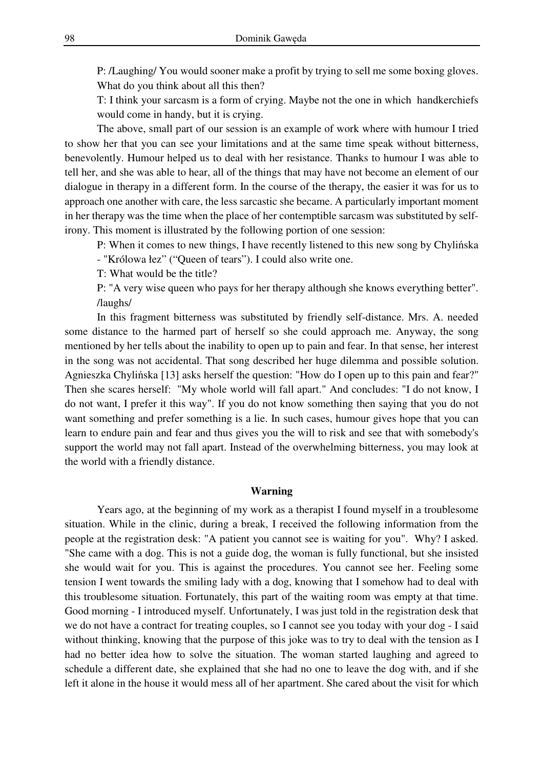P: /Laughing/ You would sooner make a profit by trying to sell me some boxing gloves. What do you think about all this then?

T: I think your sarcasm is a form of crying. Maybe not the one in which handkerchiefs would come in handy, but it is crying.

The above, small part of our session is an example of work where with humour I tried to show her that you can see your limitations and at the same time speak without bitterness, benevolently. Humour helped us to deal with her resistance. Thanks to humour I was able to tell her, and she was able to hear, all of the things that may have not become an element of our dialogue in therapy in a different form. In the course of the therapy, the easier it was for us to approach one another with care, the less sarcastic she became. A particularly important moment in her therapy was the time when the place of her contemptible sarcasm was substituted by self-irony. This moment is illustrated by the following portion of one session:

P: When it comes to new things, I have recently listened to this new song by Chylińska - "Królowa łez" ("Queen of tears"). I could also write one.

T: What would be the title?

P: "A very wise queen who pays for her therapy although she knows everything better". /laughs/

In this fragment bitterness was substituted by friendly self-distance. Mrs. A. needed some distance to the harmed part of herself so she could approach me. Anyway, the song mentioned by her tells about the inability to open up to pain and fear. In that sense, her interest in the song was not accidental. That song described her huge dilemma and possible solution. Agnieszka Chylińska [13] asks herself the question: "How do I open up to this pain and fear?" Then she scares herself: "My whole world will fall apart." And concludes: "I do not know, I do not want, I prefer it this way". If you do not know something then saying that you do not want something and prefer something is a lie. In such cases, humour gives hope that you can learn to endure pain and fear and thus gives you the will to risk and see that with somebody's support the world may not fall apart. Instead of the overwhelming bitterness, you may look at the world with a friendly distance.

## Warning

Years ago, at the beginning of my work as a therapist I found myself in a troublesome situation. While in the clinic, during a break, I received the following information from the people at the registration desk: "A patient you cannot see is waiting for you". Why? I asked. "She came with a dog. This is not a guide dog, the woman is fully functional, but she insisted she would wait for you. This is against the procedures. You cannot see her. Feeling some tension I went towards the smiling lady with a dog, knowing that I somehow had to deal with this troublesome situation. Fortunately, this part of the waiting room was empty at that time. Good morning - I introduced myself. Unfortunately, I was just told in the registration desk that we do not have a contract for treating couples, so I cannot see you today with your dog - I said without thinking, knowing that the purpose of this joke was to try to deal with the tension as I had no better idea how to solve the situation. The woman started laughing and agreed to schedule a different date, she explained that she had no one to leave the dog with, and if she left it alone in the house it would mess all of her apartment. She cared about the visit for which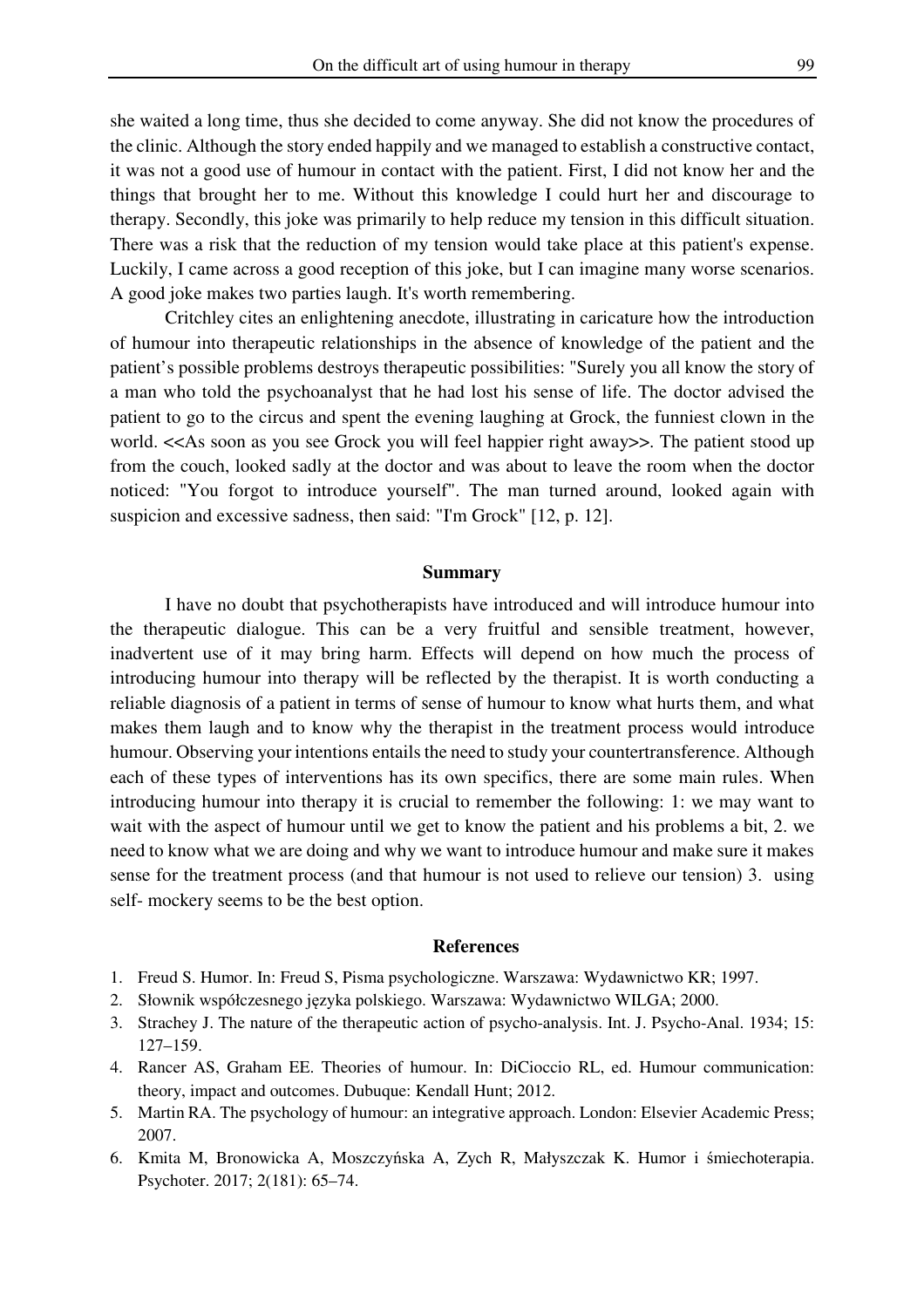she waited a long time, thus she decided to come anyway. She did not know the procedures of the clinic. Although the story ended happily and we managed to establish a constructive contact, it was not a good use of humour in contact with the patient. First, I did not know her and the things that brought her to me. Without this knowledge I could hurt her and discourage to therapy. Secondly, this joke was primarily to help reduce my tension in this difficult situation. There was a risk that the reduction of my tension would take place at this patient's expense. Luckily, I came across a good reception of this joke, but I can imagine many worse scenarios. A good joke makes two parties laugh. It's worth remembering.

Critchley cites an enlightening anecdote, illustrating in caricature how the introduction of humour into therapeutic relationships in the absence of knowledge of the patient and the patient's possible problems destroys therapeutic possibilities: "Surely you all know the story of a man who told the psychoanalyst that he had lost his sense of life. The doctor advised the patient to go to the circus and spent the evening laughing at Grock, the funniest clown in the world. <<As soon as you see Grock you will feel happier right away>>. The patient stood up from the couch, looked sadly at the doctor and was about to leave the room when the doctor noticed: "You forgot to introduce yourself". The man turned around, looked again with suspicion and excessive sadness, then said: "I'm Grock" [12, p. 12].

## Summary

I have no doubt that psychotherapists have introduced and will introduce humour into the therapeutic dialogue. This can be a very fruitful and sensible treatment, however, inadvertent use of it may bring harm. Effects will depend on how much the process of introducing humour into therapy will be reflected by the therapist. It is worth conducting a reliable diagnosis of a patient in terms of sense of humour to know what hurts them, and what makes them laugh and to know why the therapist in the treatment process would introduce humour. Observing your intentions entails the need to study your countertransference. Although each of these types of interventions has its own specifics, there are some main rules. When introducing humour into therapy it is crucial to remember the following: 1: we may want to wait with the aspect of humour until we get to know the patient and his problems a bit, 2. we need to know what we are doing and why we want to introduce humour and make sure it makes sense for the treatment process (and that humour is not used to relieve our tension) 3. using self- mockery seems to be the best option.

## References

1. Freud S. Humor. In: Freud S, Pisma psychologiczne. Warszawa: Wydawnictwo KR; 1997.
2. Słownik współczesnego języka polskiego. Warszawa: Wydawnictwo WILGA; 2000.
3. Strachey J. The nature of the therapeutic action of psycho-analysis. Int. J. Psycho-Anal. 1934; 15: 127–159.
4. Rancer AS, Graham EE. Theories of humour. In: DiCioccio RL, ed. Humour communication: theory, impact and outcomes. Dubuque: Kendall Hunt; 2012.
5. Martin RA. The psychology of humour: an integrative approach. London: Elsevier Academic Press; 2007.
6. Kmita M, Bronowicka A, Moszczyńska A, Zych R, Małyszczak K. Humor i śmiechoterapia. Psychoter. 2017; 2(181): 65–74.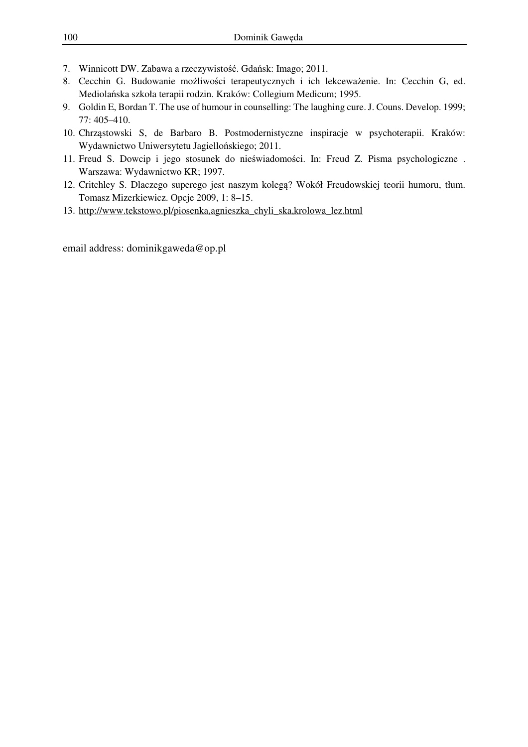7. Winnicott DW. Zabawa a rzeczywistość. Gdańsk: Imago; 2011.
8. Cecchin G. Budowanie możliwości terapeutycznych i ich lekceważenie. In: Cecchin G, ed. Mediolańska szkoła terapii rodzin. Kraków: Collegium Medicum; 1995.
9. Goldin E, Bordan T. The use of humour in counselling: The laughing cure. J. Couns. Develop. 1999; 77: 405–410.
10. Chrząstowski S, de Barbaro B. Postmodernistyczne inspiracje w psychoterapii. Kraków: Wydawnictwo Uniwersytetu Jagiellońskiego; 2011.
11. Freud S. Dowcip i jego stosunek do nieświadomości. In: Freud Z. Pisma psychologiczne . Warszawa: Wydawnictwo KR; 1997.
12. Critchley S. Dlaczego superego jest naszym kolegą? Wokół Freudowskiej teorii humoru, tłum. Tomasz Mizerkiewicz. Opcje 2009, 1: 8–15.
13. http://www.tekstowo.pl/piosenka,agnieszka_chyli_ska,krolowa_lez.html

email address: dominikgaweda@op.pl